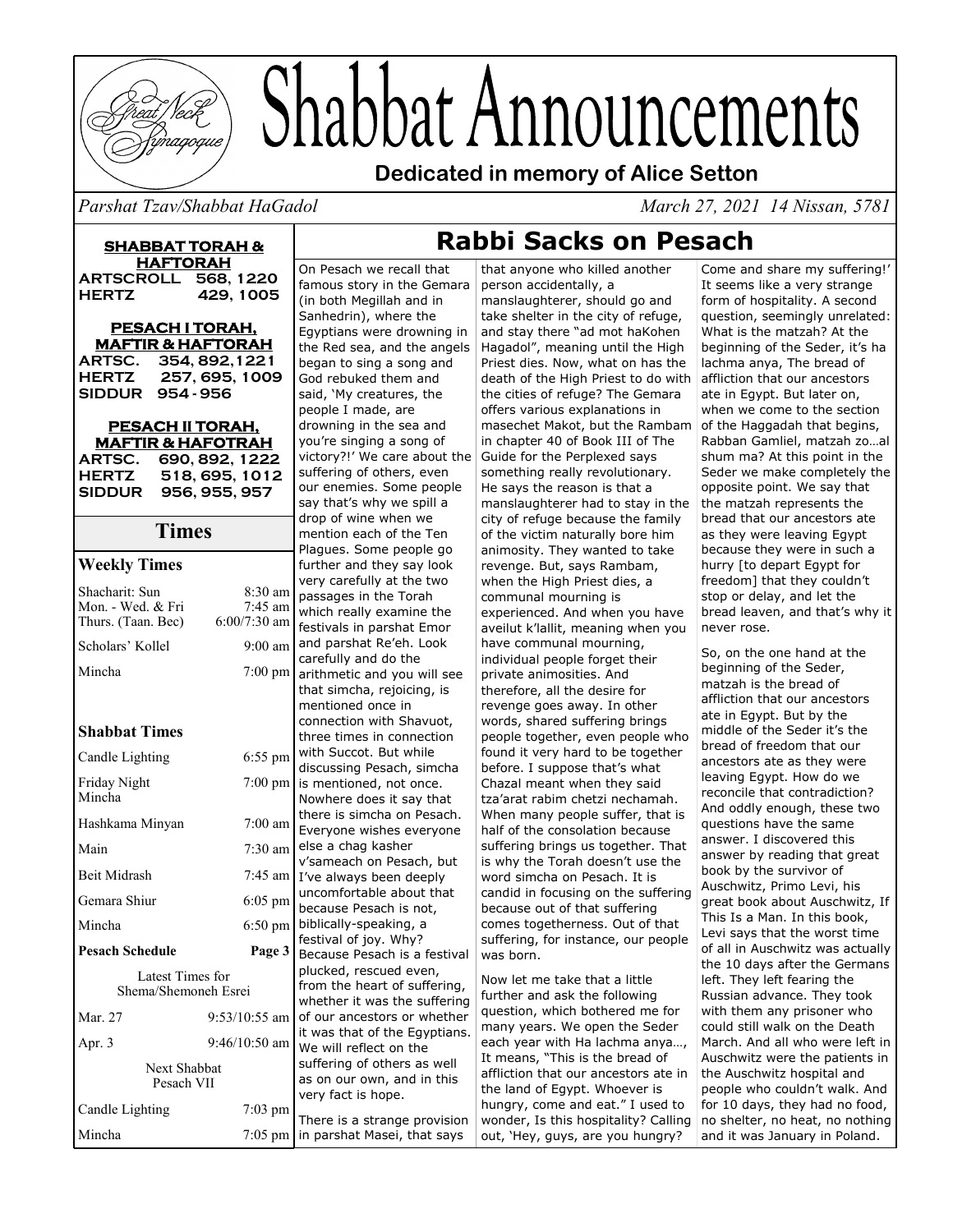# Shabbat Announcements

**Dedicated in memory of Alice Setton**

*Parshat Tzav/Shabbat HaGadol* — *March 27, 2021 14 Nissan, 5781*

### SHABBAT TORAH & HAFTORAH

| | |
|---|---|
| ARTSCROLL | 568, 1220 |
| HERTZ | 429, 1005 |

### PESACH I TORAH, MAFTIR & HAFTORAH

| | |
|---|---|
| ARTSC. | 354, 892, 1221 |
| HERTZ | 257, 695, 1009 |
| SIDDUR | 954 - 956 |

### PESACH II TORAH, MAFTIR & HAFOTRAH

| | |
|---|---|
| ARTSC. | 690, 892, 1222 |
| HERTZ | 518, 695, 1012 |
| SIDDUR | 956, 955, 957 |

## Times

### Weekly Times

| | |
|---|---|
| Shacharit: Sun | 8:30 am |
| Mon. - Wed. & Fri | 7:45 am |
| Thurs. (Taan. Bec) | 6:00/7:30 am |
| Scholars' Kollel | 9:00 am |
| Mincha | 7:00 pm |

### Shabbat Times

| | |
|---|---|
| Candle Lighting | 6:55 pm |
| Friday Night Mincha | 7:00 pm |
| Hashkama Minyan | 7:00 am |
| Main | 7:30 am |
| Beit Midrash | 7:45 am |
| Gemara Shiur | 6:05 pm |
| Mincha | 6:50 pm |
| **Pesach Schedule** | **Page 3** |

Latest Times for Shema/Shemoneh Esrei

| | |
|---|---|
| Mar. 27 | 9:53/10:55 am |
| Apr. 3 | 9:46/10:50 am |

Next Shabbat Pesach VII

| | |
|---|---|
| Candle Lighting | 7:03 pm |
| Mincha | 7:05 pm |

## Rabbi Sacks on Pesach

On Pesach we recall that famous story in the Gemara (in both Megillah and in Sanhedrin), where the Egyptians were drowning in the Red sea, and the angels began to sing a song and God rebuked them and said, 'My creatures, the people I made, are drowning in the sea and you're singing a song of victory?!' We care about the suffering of others, even our enemies. Some people say that's why we spill a drop of wine when we mention each of the Ten Plagues. Some people go further and they say look very carefully at the two passages in the Torah which really examine the festivals in parshat Emor and parshat Re'eh. Look carefully and do the arithmetic and you will see that simcha, rejoicing, is mentioned once in connection with Shavuot, three times in connection with Succot. But while discussing Pesach, simcha is mentioned, not once. Nowhere does it say that there is simcha on Pesach. Everyone wishes everyone else a chag kasher v'sameach on Pesach, but I've always been deeply uncomfortable about that because Pesach is not, biblically-speaking, a festival of joy. Why? Because Pesach is a festival plucked, rescued even, from the heart of suffering, whether it was the suffering of our ancestors or whether it was that of the Egyptians. We will reflect on the suffering of others as well as on our own, and in this very fact is hope.

There is a strange provision in parshat Masei, that says that anyone who killed another person accidentally, a manslaughterer, should go and take shelter in the city of refuge, and stay there "ad mot haKohen Hagadol", meaning until the High Priest dies. Now, what on has the death of the High Priest to do with the cities of refuge? The Gemara offers various explanations in masechet Makot, but the Rambam in chapter 40 of Book III of The Guide for the Perplexed says something really revolutionary. He says the reason is that a manslaughterer had to stay in the city of refuge because the family of the victim naturally bore him animosity. They wanted to take revenge. But, says Rambam, when the High Priest dies, a communal mourning is experienced. And when you have aveilut k'lallit, meaning when you have communal mourning, individual people forget their private animosities. And therefore, all the desire for revenge goes away. In other words, shared suffering brings people together, even people who found it very hard to be together before. I suppose that's what Chazal meant when they said tza'arat rabim chetzi nechamah. When many people suffer, that is half of the consolation because suffering brings us together. That is why the Torah doesn't use the word simcha on Pesach. It is candid in focusing on the suffering because out of that suffering comes togetherness. Out of that suffering, for instance, our people was born.

Now let me take that a little further and ask the following question, which bothered me for many years. We open the Seder each year with Ha lachma anya…, It means, "This is the bread of affliction that our ancestors ate in the land of Egypt. Whoever is hungry, come and eat." I used to wonder, Is this hospitality? Calling out, 'Hey, guys, are you hungry? Come and share my suffering!' It seems like a very strange form of hospitality. A second question, seemingly unrelated: What is the matzah? At the beginning of the Seder, it's ha lachma anya, The bread of affliction that our ancestors ate in Egypt. But later on, when we come to the section of the Haggadah that begins, Rabban Gamliel, matzah zo…al shum ma? At this point in the Seder we make completely the opposite point. We say that the matzah represents the bread that our ancestors ate as they were leaving Egypt because they were in such a hurry [to depart Egypt for freedom] that they couldn't stop or delay, and let the bread leaven, and that's why it never rose.

So, on the one hand at the beginning of the Seder, matzah is the bread of affliction that our ancestors ate in Egypt. But by the middle of the Seder it's the bread of freedom that our ancestors ate as they were leaving Egypt. How do we reconcile that contradiction? And oddly enough, these two questions have the same answer. I discovered this answer by reading that great book by the survivor of Auschwitz, Primo Levi, his great book about Auschwitz, If This Is a Man. In this book, Levi says that the worst time of all in Auschwitz was actually the 10 days after the Germans left. They left fearing the Russian advance. They took with them any prisoner who could still walk on the Death March. And all who were left in Auschwitz were the patients in the Auschwitz hospital and people who couldn't walk. And for 10 days, they had no food, no shelter, no heat, no nothing and it was January in Poland.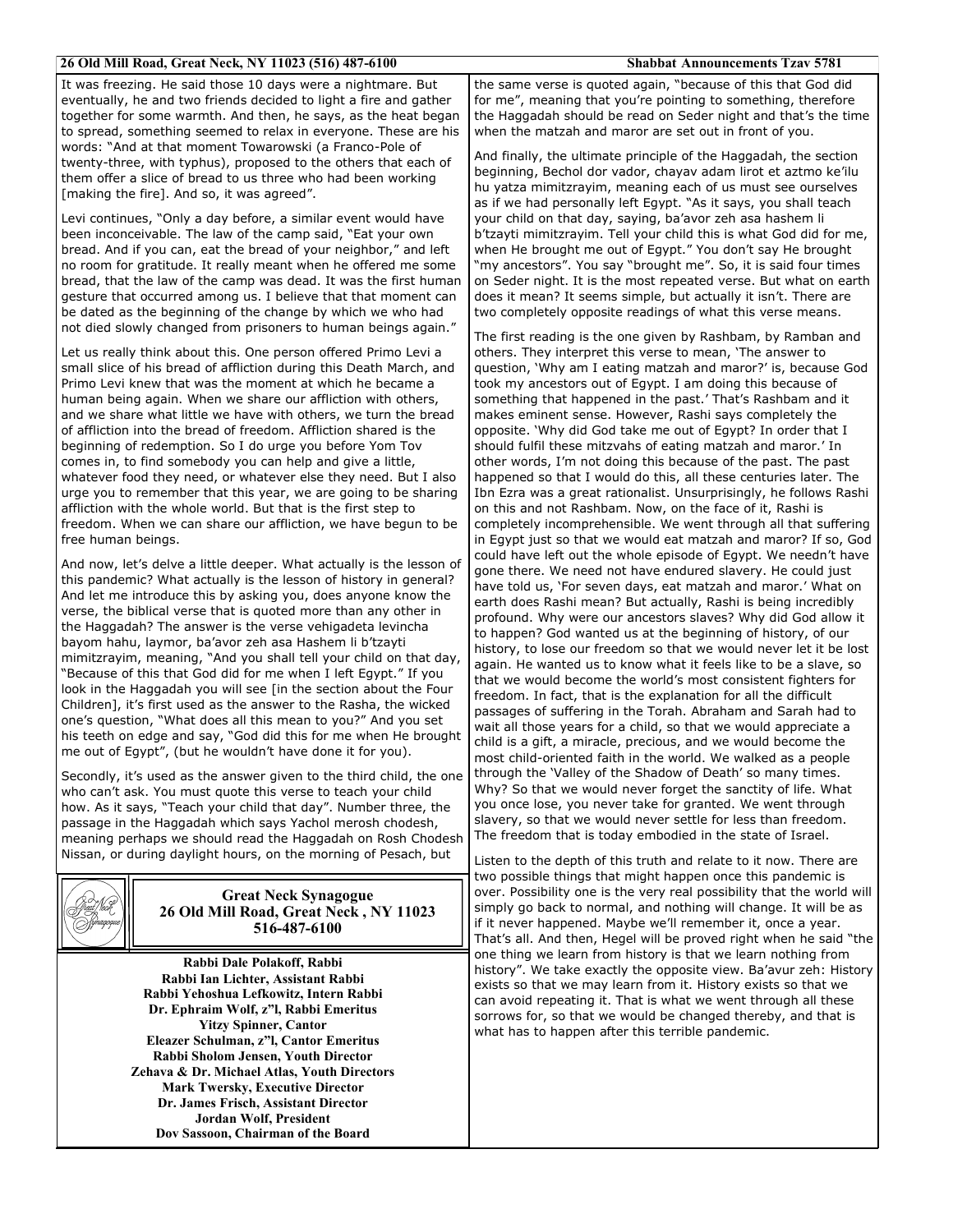It was freezing. He said those 10 days were a nightmare. But eventually, he and two friends decided to light a fire and gather together for some warmth. And then, he says, as the heat began to spread, something seemed to relax in everyone. These are his words: "And at that moment Towarowski (a Franco-Pole of twenty-three, with typhus), proposed to the others that each of them offer a slice of bread to us three who had been working [making the fire]. And so, it was agreed".

Levi continues, "Only a day before, a similar event would have been inconceivable. The law of the camp said, "Eat your own bread. And if you can, eat the bread of your neighbor," and left no room for gratitude. It really meant when he offered me some bread, that the law of the camp was dead. It was the first human gesture that occurred among us. I believe that that moment can be dated as the beginning of the change by which we who had not died slowly changed from prisoners to human beings again."

Let us really think about this. One person offered Primo Levi a small slice of his bread of affliction during this Death March, and Primo Levi knew that was the moment at which he became a human being again. When we share our affliction with others, and we share what little we have with others, we turn the bread of affliction into the bread of freedom. Affliction shared is the beginning of redemption. So I do urge you before Yom Tov comes in, to find somebody you can help and give a little, whatever food they need, or whatever else they need. But I also urge you to remember that this year, we are going to be sharing affliction with the whole world. But that is the first step to freedom. When we can share our affliction, we have begun to be free human beings.

And now, let's delve a little deeper. What actually is the lesson of this pandemic? What actually is the lesson of history in general? And let me introduce this by asking you, does anyone know the verse, the biblical verse that is quoted more than any other in the Haggadah? The answer is the verse vehigadeta levincha bayom hahu, laymor, ba'avor zeh asa Hashem li b'tzayti mimitzrayim, meaning, "And you shall tell your child on that day, "Because of this that God did for me when I left Egypt." If you look in the Haggadah you will see [in the section about the Four Children], it's first used as the answer to the Rasha, the wicked one's question, "What does all this mean to you?" And you set his teeth on edge and say, "God did this for me when He brought me out of Egypt", (but he wouldn't have done it for you).

Secondly, it's used as the answer given to the third child, the one who can't ask. You must quote this verse to teach your child how. As it says, "Teach your child that day". Number three, the passage in the Haggadah which says Yachol merosh chodesh, meaning perhaps we should read the Haggadah on Rosh Chodesh Nissan, or during daylight hours, on the morning of Pesach, but the same verse is quoted again, "because of this that God did for me", meaning that you're pointing to something, therefore the Haggadah should be read on Seder night and that's the time when the matzah and maror are set out in front of you.

And finally, the ultimate principle of the Haggadah, the section beginning, Bechol dor vador, chayav adam lirot et aztmo ke'ilu hu yatza mimitzrayim, meaning each of us must see ourselves as if we had personally left Egypt. "As it says, you shall teach your child on that day, saying, ba'avor zeh asa hashem li b'tzayti mimitzrayim. Tell your child this is what God did for me, when He brought me out of Egypt." You don't say He brought "my ancestors". You say "brought me". So, it is said four times on Seder night. It is the most repeated verse. But what on earth does it mean? It seems simple, but actually it isn't. There are two completely opposite readings of what this verse means.

The first reading is the one given by Rashbam, by Ramban and others. They interpret this verse to mean, 'The answer to question, 'Why am I eating matzah and maror?' is, because God took my ancestors out of Egypt. I am doing this because of something that happened in the past.' That's Rashbam and it makes eminent sense. However, Rashi says completely the opposite. 'Why did God take me out of Egypt? In order that I should fulfil these mitzvahs of eating matzah and maror.' In other words, I'm not doing this because of the past. The past happened so that I would do this, all these centuries later. The Ibn Ezra was a great rationalist. Unsurprisingly, he follows Rashi on this and not Rashbam. Now, on the face of it, Rashi is completely incomprehensible. We went through all that suffering in Egypt just so that we would eat matzah and maror? If so, God could have left out the whole episode of Egypt. We needn't have gone there. We need not have endured slavery. He could just have told us, 'For seven days, eat matzah and maror.' What on earth does Rashi mean? But actually, Rashi is being incredibly profound. Why were our ancestors slaves? Why did God allow it to happen? God wanted us at the beginning of history, of our history, to lose our freedom so that we would never let it be lost again. He wanted us to know what it feels like to be a slave, so that we would become the world's most consistent fighters for freedom. In fact, that is the explanation for all the difficult passages of suffering in the Torah. Abraham and Sarah had to wait all those years for a child, so that we would appreciate a child is a gift, a miracle, precious, and we would become the most child-oriented faith in the world. We walked as a people through the 'Valley of the Shadow of Death' so many times. Why? So that we would never forget the sanctity of life. What you once lose, you never take for granted. We went through slavery, so that we would never settle for less than freedom. The freedom that is today embodied in the state of Israel.

Listen to the depth of this truth and relate to it now. There are two possible things that might happen once this pandemic is over. Possibility one is the very real possibility that the world will simply go back to normal, and nothing will change. It will be as if it never happened. Maybe we'll remember it, once a year. That's all. And then, Hegel will be proved right when he said "the one thing we learn from history is that we learn nothing from history". We take exactly the opposite view. Ba'avur zeh: History exists so that we may learn from it. History exists so that we can avoid repeating it. That is what we went through all these sorrows for, so that we would be changed thereby, and that is what has to happen after this terrible pandemic.

**Great Neck Synagogue**
**26 Old Mill Road, Great Neck , NY 11023**
**516-487-6100**

**Rabbi Dale Polakoff, Rabbi**
**Rabbi Ian Lichter, Assistant Rabbi**
**Rabbi Yehoshua Lefkowitz, Intern Rabbi**
**Dr. Ephraim Wolf, z"l, Rabbi Emeritus**
**Yitzy Spinner, Cantor**
**Eleazer Schulman, z"l, Cantor Emeritus**
**Rabbi Sholom Jensen, Youth Director**
**Zehava & Dr. Michael Atlas, Youth Directors**
**Mark Twersky, Executive Director**
**Dr. James Frisch, Assistant Director**
**Jordan Wolf, President**
**Dov Sassoon, Chairman of the Board**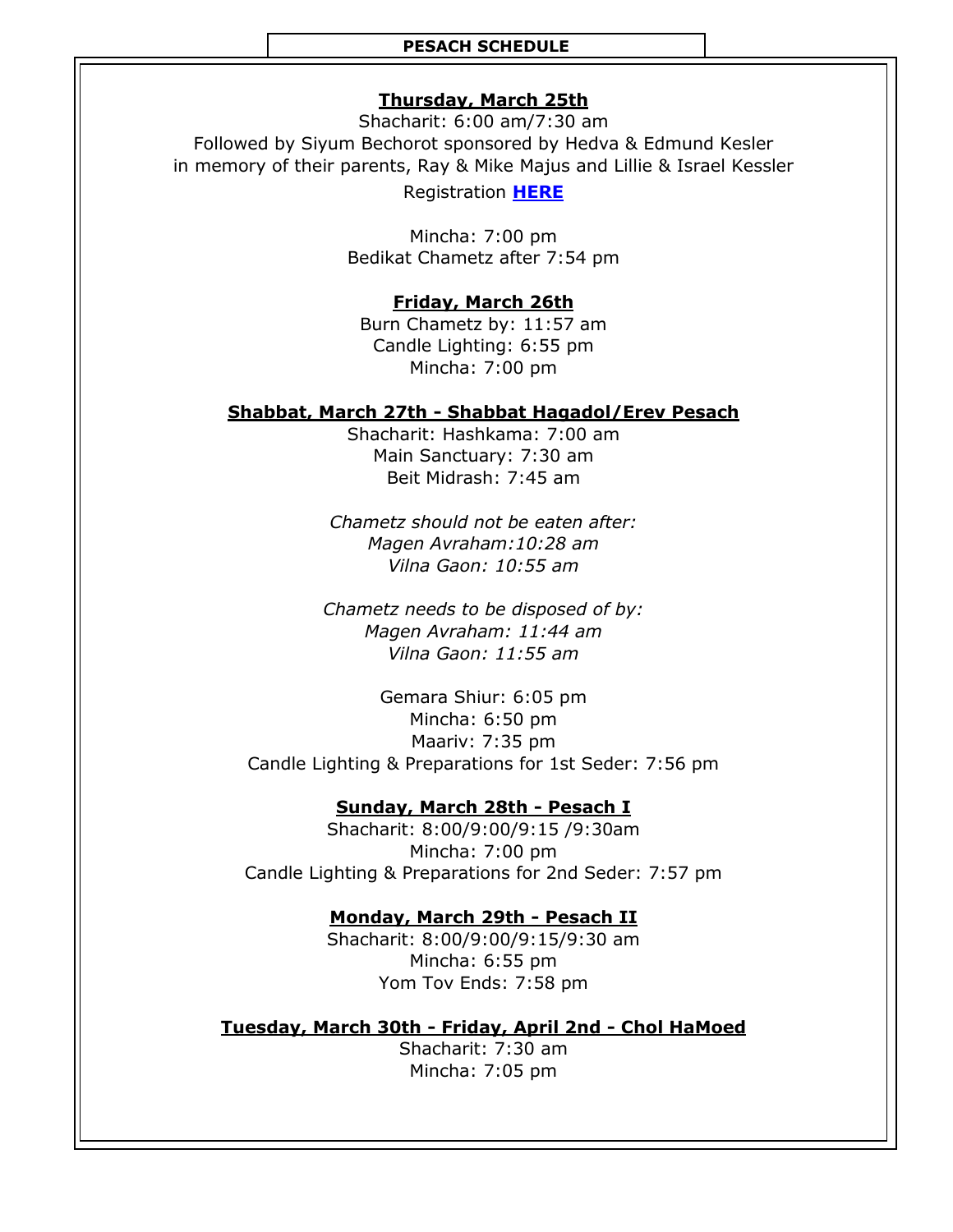**PESACH SCHEDULE**

**Thursday, March 25th**

Shacharit: 6:00 am/7:30 am
Followed by Siyum Bechorot sponsored by Hedva & Edmund Kesler in memory of their parents, Ray & Mike Majus and Lillie & Israel Kessler

Registration **HERE**

Mincha: 7:00 pm
Bedikat Chametz after 7:54 pm

**Friday, March 26th**

Burn Chametz by: 11:57 am
Candle Lighting: 6:55 pm
Mincha: 7:00 pm

**Shabbat, March 27th - Shabbat Hagadol/Erev Pesach**

Shacharit: Hashkama: 7:00 am
Main Sanctuary: 7:30 am
Beit Midrash: 7:45 am

*Chametz should not be eaten after:*
*Magen Avraham:10:28 am*
*Vilna Gaon: 10:55 am*

*Chametz needs to be disposed of by:*
*Magen Avraham: 11:44 am*
*Vilna Gaon: 11:55 am*

Gemara Shiur: 6:05 pm
Mincha: 6:50 pm
Maariv: 7:35 pm
Candle Lighting & Preparations for 1st Seder: 7:56 pm

**Sunday, March 28th - Pesach I**

Shacharit: 8:00/9:00/9:15 /9:30am
Mincha: 7:00 pm
Candle Lighting & Preparations for 2nd Seder: 7:57 pm

**Monday, March 29th - Pesach II**

Shacharit: 8:00/9:00/9:15/9:30 am
Mincha: 6:55 pm
Yom Tov Ends: 7:58 pm

**Tuesday, March 30th - Friday, April 2nd - Chol HaMoed**

Shacharit: 7:30 am
Mincha: 7:05 pm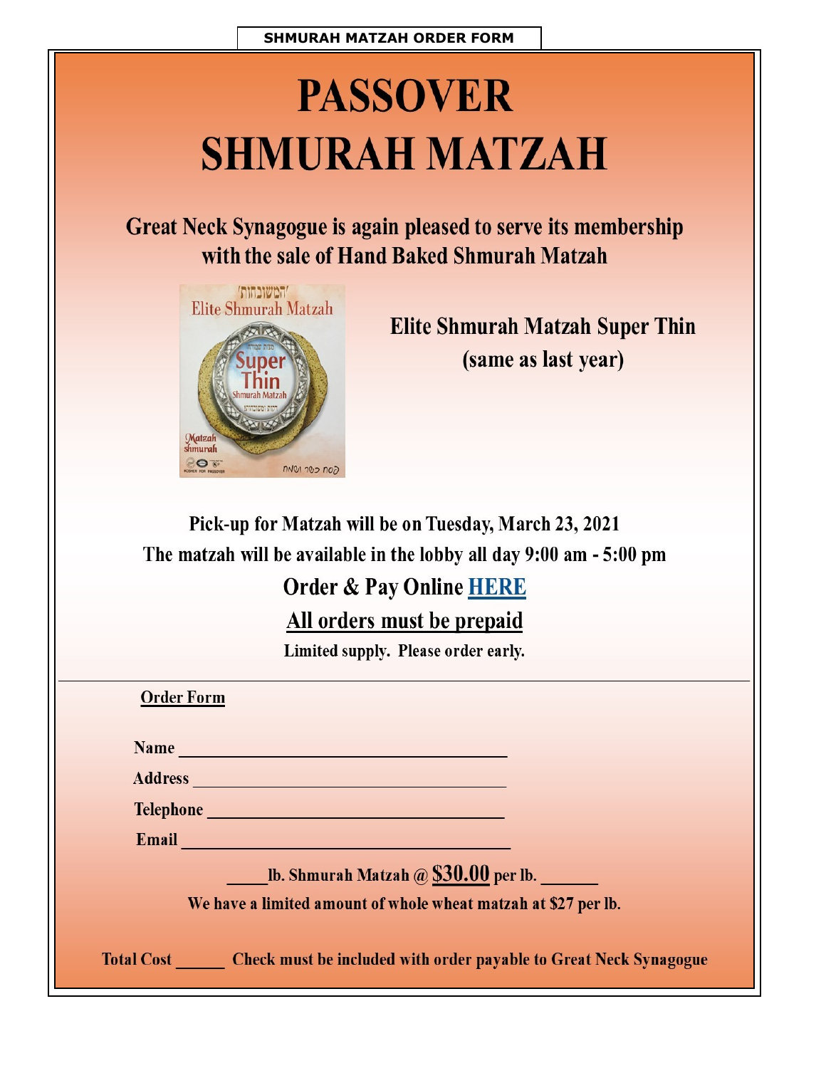SHMURAH MATZAH ORDER FORM

# PASSOVER
# SHMURAH MATZAH

**Great Neck Synagogue is again pleased to serve its membership with the sale of Hand Baked Shmurah Matzah**

**Elite Shmurah Matzah Super Thin**
**(same as last year)**

**Pick-up for Matzah will be on Tuesday, March 23, 2021**
**The matzah will be available in the lobby all day 9:00 am - 5:00 pm**

**Order & Pay Online HERE**

**All orders must be prepaid**

**Limited supply. Please order early.**

---

**Order Form**

**Name** ______________________________

**Address** ______________________________

**Telephone** ______________________________

**Email** ______________________________

____**lb. Shmurah Matzah @ $30.00 per lb.** ______

**We have a limited amount of whole wheat matzah at $27 per lb.**

**Total Cost** ______ **Check must be included with order payable to Great Neck Synagogue**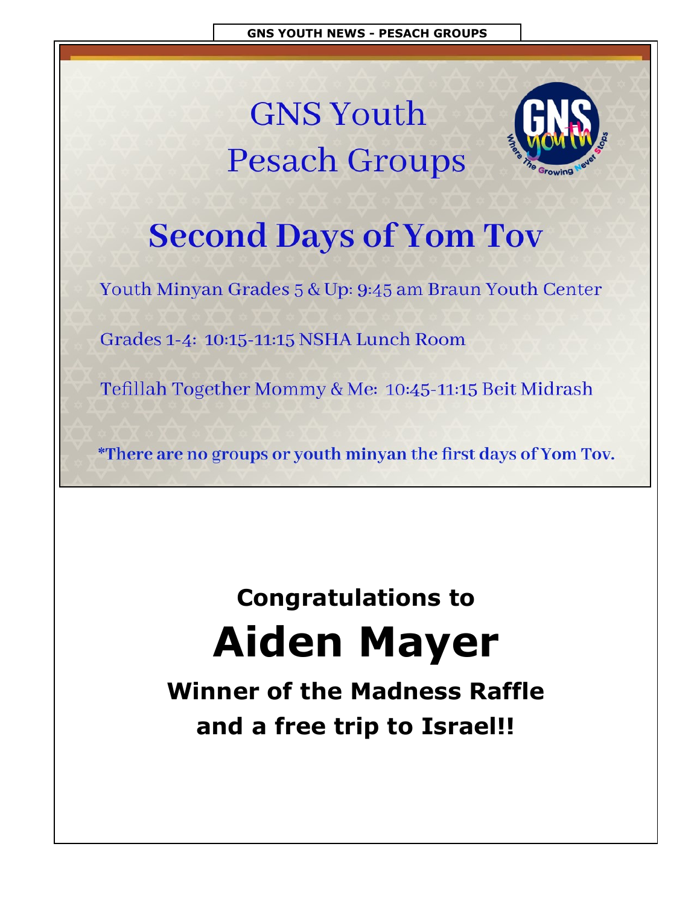# GNS Youth Pesach Groups

## Second Days of Yom Tov

Youth Minyan Grades 5 & Up: 9:45 am Braun Youth Center

Grades 1-4: 10:15-11:15 NSHA Lunch Room

Tefillah Together Mommy & Me: 10:45-11:15 Beit Midrash

***There are no groups or youth minyan** the first days of Yom Tov.

**Congratulations to**

# Aiden Mayer

**Winner of the Madness Raffle and a free trip to Israel!!**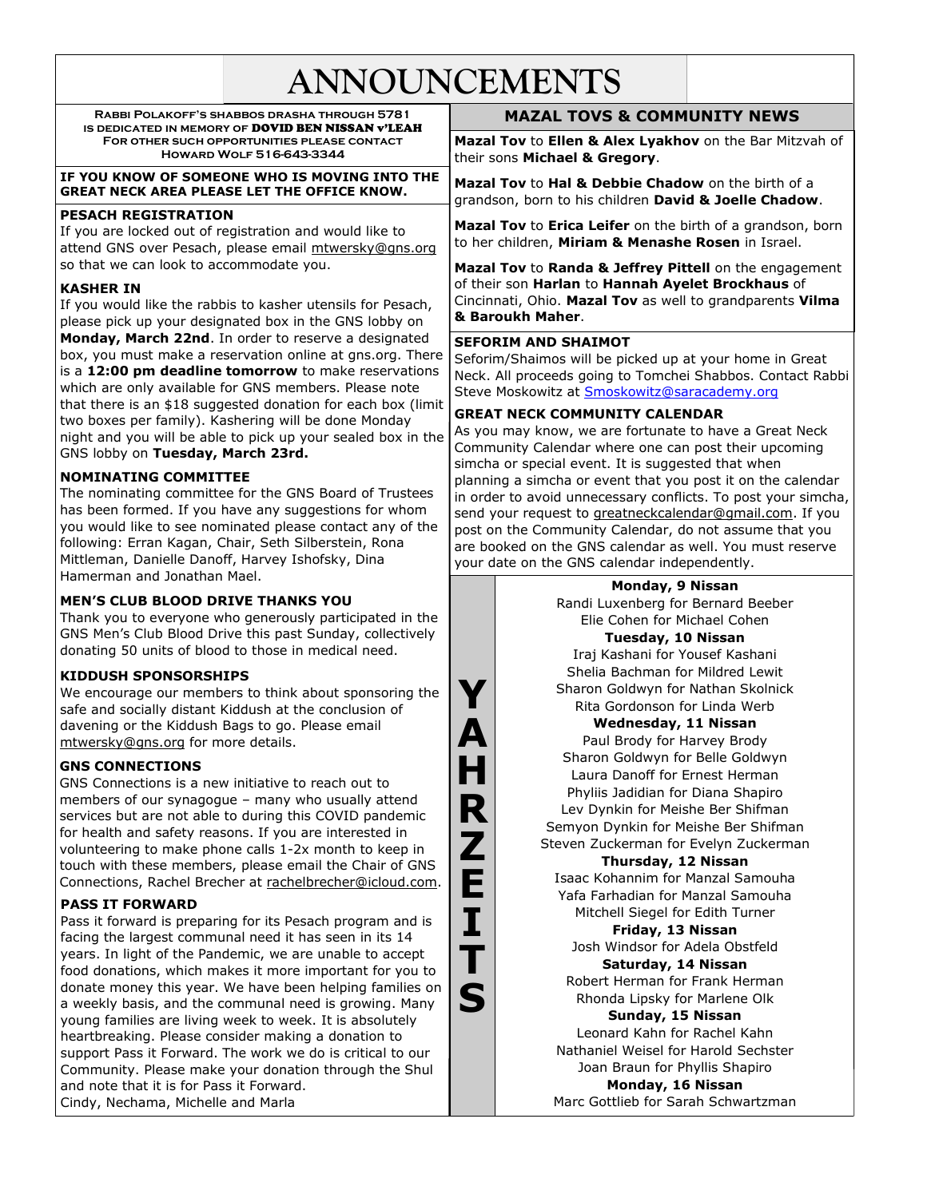# ANNOUNCEMENTS

**RABBI POLAKOFF'S SHABBOS DRASHA THROUGH 5781 IS DEDICATED IN MEMORY OF DOVID BEN NISSAN v'LEAH**
**FOR OTHER SUCH OPPORTUNITIES PLEASE CONTACT HOWARD WOLF 516-643-3344**

**IF YOU KNOW OF SOMEONE WHO IS MOVING INTO THE GREAT NECK AREA PLEASE LET THE OFFICE KNOW.**

### PESACH REGISTRATION

If you are locked out of registration and would like to attend GNS over Pesach, please email mtwersky@gns.org so that we can look to accommodate you.

### KASHER IN

If you would like the rabbis to kasher utensils for Pesach, please pick up your designated box in the GNS lobby on **Monday, March 22nd**. In order to reserve a designated box, you must make a reservation online at gns.org. There is a **12:00 pm deadline tomorrow** to make reservations which are only available for GNS members. Please note that there is an $18 suggested donation for each box (limit two boxes per family). Kashering will be done Monday night and you will be able to pick up your sealed box in the GNS lobby on **Tuesday, March 23rd.**

### NOMINATING COMMITTEE

The nominating committee for the GNS Board of Trustees has been formed. If you have any suggestions for whom you would like to see nominated please contact any of the following: Erran Kagan, Chair, Seth Silberstein, Rona Mittleman, Danielle Danoff, Harvey Ishofsky, Dina Hamerman and Jonathan Mael.

### MEN'S CLUB BLOOD DRIVE THANKS YOU

Thank you to everyone who generously participated in the GNS Men's Club Blood Drive this past Sunday, collectively donating 50 units of blood to those in medical need.

### KIDDUSH SPONSORSHIPS

We encourage our members to think about sponsoring the safe and socially distant Kiddush at the conclusion of davening or the Kiddush Bags to go. Please email mtwersky@gns.org for more details.

### GNS CONNECTIONS

GNS Connections is a new initiative to reach out to members of our synagogue – many who usually attend services but are not able to during this COVID pandemic for health and safety reasons. If you are interested in volunteering to make phone calls 1-2x month to keep in touch with these members, please email the Chair of GNS Connections, Rachel Brecher at rachelbrecher@icloud.com.

### PASS IT FORWARD

Pass it forward is preparing for its Pesach program and is facing the largest communal need it has seen in its 14 years. In light of the Pandemic, we are unable to accept food donations, which makes it more important for you to donate money this year. We have been helping families on a weekly basis, and the communal need is growing. Many young families are living week to week. It is absolutely heartbreaking. Please consider making a donation to support Pass it Forward. The work we do is critical to our Community. Please make your donation through the Shul and note that it is for Pass it Forward.
Cindy, Nechama, Michelle and Marla

## MAZAL TOVS & COMMUNITY NEWS

**Mazal Tov** to **Ellen & Alex Lyakhov** on the Bar Mitzvah of their sons **Michael & Gregory**.

**Mazal Tov** to **Hal & Debbie Chadow** on the birth of a grandson, born to his children **David & Joelle Chadow**.

**Mazal Tov** to **Erica Leifer** on the birth of a grandson, born to her children, **Miriam & Menashe Rosen** in Israel.

**Mazal Tov** to **Randa & Jeffrey Pittell** on the engagement of their son **Harlan** to **Hannah Ayelet Brockhaus** of Cincinnati, Ohio. **Mazal Tov** as well to grandparents **Vilma & Baroukh Maher**.

### SEFORIM AND SHAIMOT

Seforim/Shaimos will be picked up at your home in Great Neck. All proceeds going to Tomchei Shabbos. Contact Rabbi Steve Moskowitz at Smoskowitz@saracademy.org

### GREAT NECK COMMUNITY CALENDAR

As you may know, we are fortunate to have a Great Neck Community Calendar where one can post their upcoming simcha or special event. It is suggested that when planning a simcha or event that you post it on the calendar in order to avoid unnecessary conflicts. To post your simcha, send your request to greatneckcalendar@gmail.com. If you post on the Community Calendar, do not assume that you are booked on the GNS calendar as well. You must reserve your date on the GNS calendar independently.

## YAHRZEITS

**Monday, 9 Nissan**
Randi Luxenberg for Bernard Beeber
Elie Cohen for Michael Cohen

**Tuesday, 10 Nissan**
Iraj Kashani for Yousef Kashani
Shelia Bachman for Mildred Lewit
Sharon Goldwyn for Nathan Skolnick
Rita Gordonson for Linda Werb

**Wednesday, 11 Nissan**
Paul Brody for Harvey Brody
Sharon Goldwyn for Belle Goldwyn
Laura Danoff for Ernest Herman
Phyliis Jadidian for Diana Shapiro
Lev Dynkin for Meishe Ber Shifman
Semyon Dynkin for Meishe Ber Shifman
Steven Zuckerman for Evelyn Zuckerman

**Thursday, 12 Nissan**
Isaac Kohannim for Manzal Samouha
Yafa Farhadian for Manzal Samouha
Mitchell Siegel for Edith Turner

**Friday, 13 Nissan**
Josh Windsor for Adela Obstfeld

**Saturday, 14 Nissan**
Robert Herman for Frank Herman
Rhonda Lipsky for Marlene Olk

**Sunday, 15 Nissan**
Leonard Kahn for Rachel Kahn
Nathaniel Weisel for Harold Sechster
Joan Braun for Phyllis Shapiro

**Monday, 16 Nissan**
Marc Gottlieb for Sarah Schwartzman